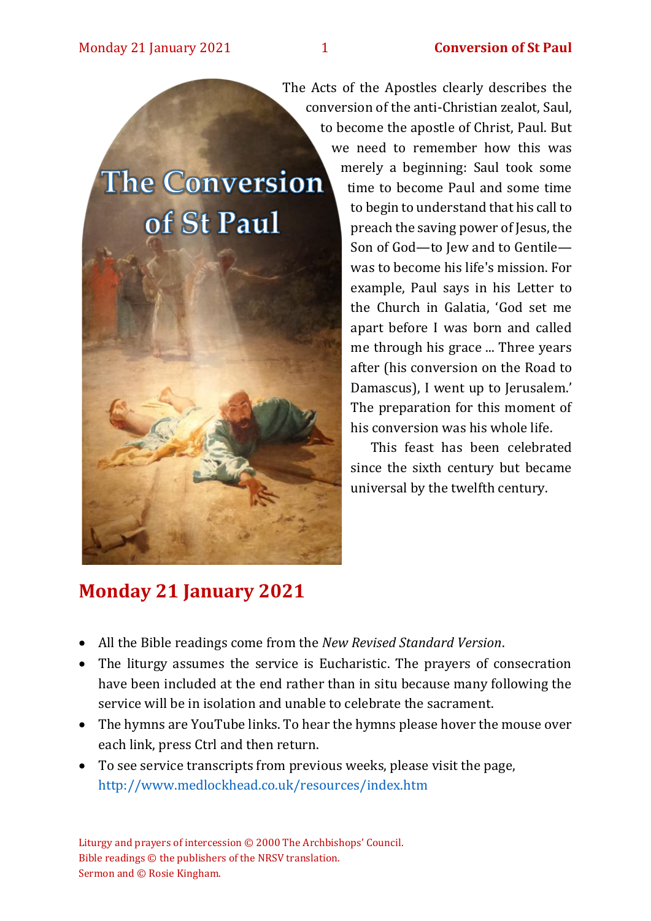# The Conversion of St Paul

The Acts of the Apostles clearly describes the conversion of the anti-Christian zealot, Saul, to become the apostle of Christ, Paul. But we need to remember how this was merely a beginning: Saul took some time to become Paul and some time to begin to understand that his call to preach the saving power of Jesus, the Son of God—to Jew and to Gentile—was to become his life's mission. For example, Paul says in his Letter to the Church in Galatia, 'God set me apart before I was born and called me through his grace ... Three years after (his conversion on the Road to Damascus), I went up to Jerusalem.' The preparation for this moment of his conversion was his whole life.

This feast has been celebrated since the sixth century but became universal by the twelfth century.

## Monday 21 January 2021

- All the Bible readings come from the *New Revised Standard Version*.
- The liturgy assumes the service is Eucharistic. The prayers of consecration have been included at the end rather than in situ because many following the service will be in isolation and unable to celebrate the sacrament.
- The hymns are YouTube links. To hear the hymns please hover the mouse over each link, press Ctrl and then return.
- To see service transcripts from previous weeks, please visit the page, http://www.medlockhead.co.uk/resources/index.htm

Liturgy and prayers of intercession © 2000 The Archbishops' Council.
Bible readings © the publishers of the NRSV translation.
Sermon and © Rosie Kingham.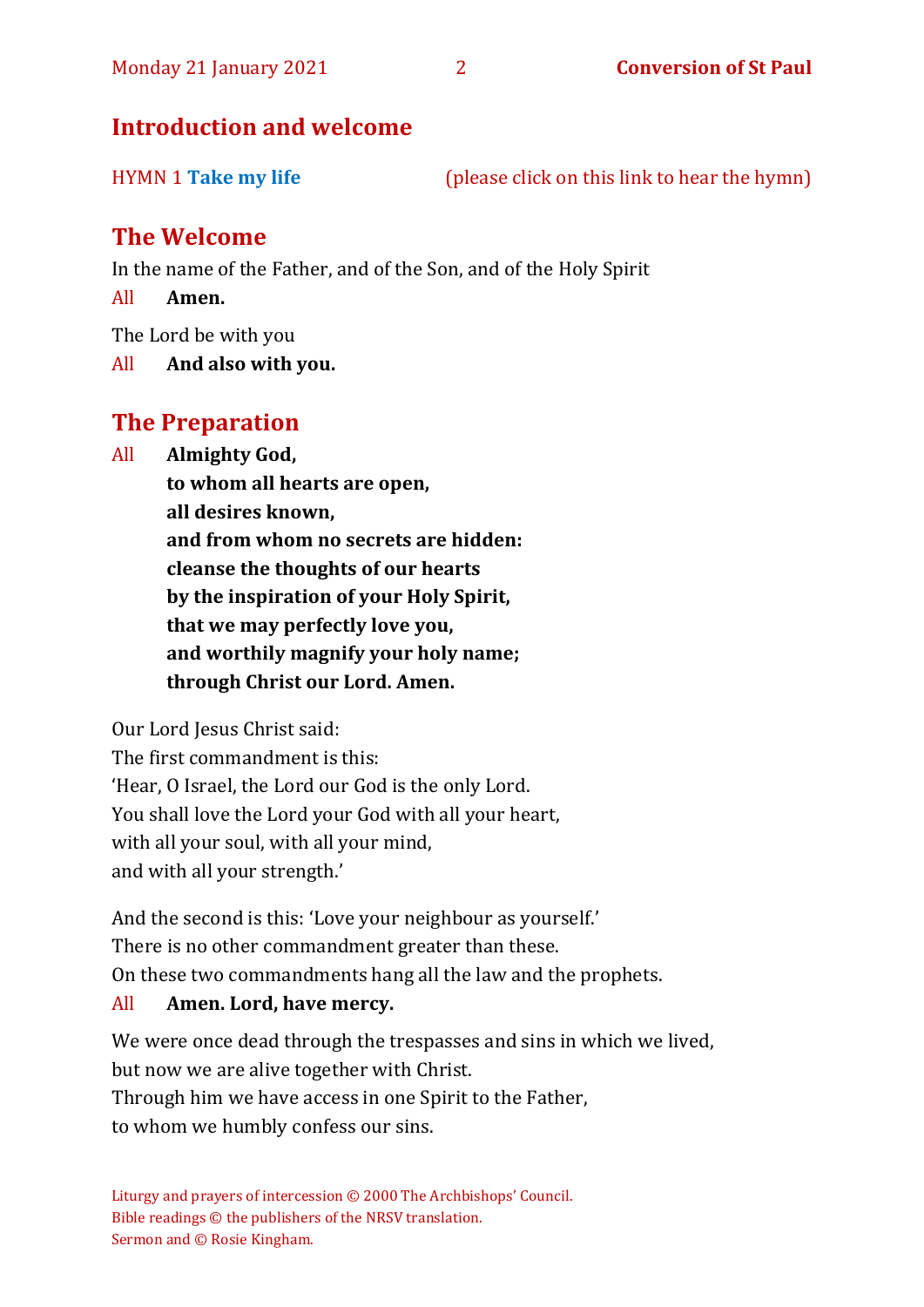## Introduction and welcome

HYMN 1 **Take my life** (please click on this link to hear the hymn)

## The Welcome

In the name of the Father, and of the Son, and of the Holy Spirit

All **Amen.**

The Lord be with you

All **And also with you.**

## The Preparation

All **Almighty God,**
**to whom all hearts are open,**
**all desires known,**
**and from whom no secrets are hidden:**
**cleanse the thoughts of our hearts**
**by the inspiration of your Holy Spirit,**
**that we may perfectly love you,**
**and worthily magnify your holy name;**
**through Christ our Lord. Amen.**

Our Lord Jesus Christ said:
The first commandment is this:
'Hear, O Israel, the Lord our God is the only Lord.
You shall love the Lord your God with all your heart,
with all your soul, with all your mind,
and with all your strength.'

And the second is this: 'Love your neighbour as yourself.'
There is no other commandment greater than these.
On these two commandments hang all the law and the prophets.

All **Amen. Lord, have mercy.**

We were once dead through the trespasses and sins in which we lived,
but now we are alive together with Christ.
Through him we have access in one Spirit to the Father,
to whom we humbly confess our sins.

Liturgy and prayers of intercession © 2000 The Archbishops' Council.
Bible readings © the publishers of the NRSV translation.
Sermon and © Rosie Kingham.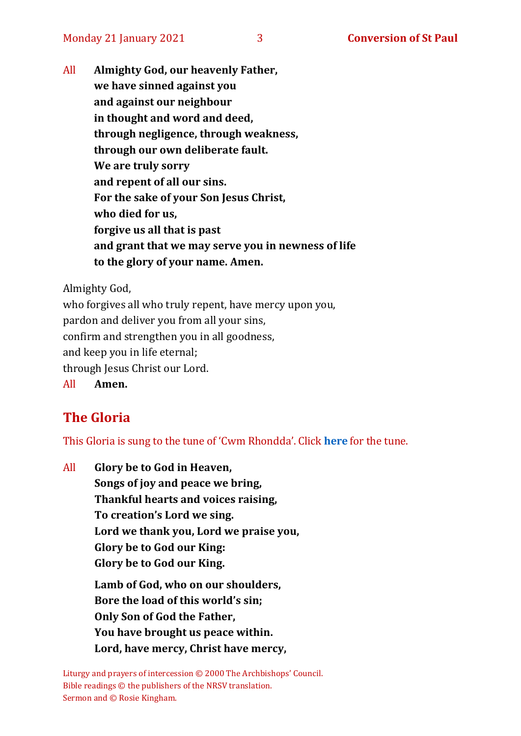All **Almighty God, our heavenly Father,**
**we have sinned against you**
**and against our neighbour**
**in thought and word and deed,**
**through negligence, through weakness,**
**through our own deliberate fault.**
**We are truly sorry**
**and repent of all our sins.**
**For the sake of your Son Jesus Christ,**
**who died for us,**
**forgive us all that is past**
**and grant that we may serve you in newness of life**
**to the glory of your name. Amen.**

Almighty God,
who forgives all who truly repent, have mercy upon you,
pardon and deliver you from all your sins,
confirm and strengthen you in all goodness,
and keep you in life eternal;
through Jesus Christ our Lord.
All **Amen.**

## The Gloria

This Gloria is sung to the tune of 'Cwm Rhondda'. Click **here** for the tune.

All **Glory be to God in Heaven,**
**Songs of joy and peace we bring,**
**Thankful hearts and voices raising,**
**To creation's Lord we sing.**
**Lord we thank you, Lord we praise you,**
**Glory be to God our King:**
**Glory be to God our King.**

**Lamb of God, who on our shoulders,**
**Bore the load of this world's sin;**
**Only Son of God the Father,**
**You have brought us peace within.**
**Lord, have mercy, Christ have mercy,**

Liturgy and prayers of intercession © 2000 The Archbishops' Council.
Bible readings © the publishers of the NRSV translation.
Sermon and © Rosie Kingham.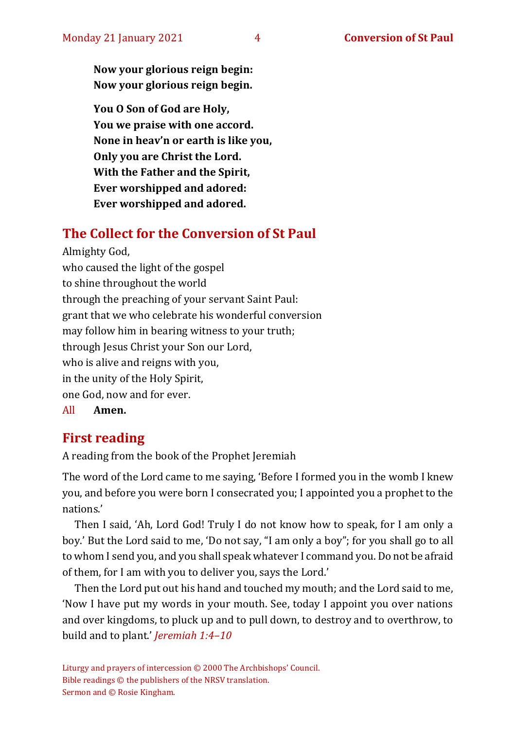**Now your glorious reign begin:**
**Now your glorious reign begin.**

**You O Son of God are Holy,**
**You we praise with one accord.**
**None in heav'n or earth is like you,**
**Only you are Christ the Lord.**
**With the Father and the Spirit,**
**Ever worshipped and adored:**
**Ever worshipped and adored.**

## The Collect for the Conversion of St Paul

Almighty God,
who caused the light of the gospel
to shine throughout the world
through the preaching of your servant Saint Paul:
grant that we who celebrate his wonderful conversion
may follow him in bearing witness to your truth;
through Jesus Christ your Son our Lord,
who is alive and reigns with you,
in the unity of the Holy Spirit,
one God, now and for ever.

All **Amen.**

## First reading

A reading from the book of the Prophet Jeremiah

The word of the Lord came to me saying, 'Before I formed you in the womb I knew you, and before you were born I consecrated you; I appointed you a prophet to the nations.'

Then I said, 'Ah, Lord God! Truly I do not know how to speak, for I am only a boy.' But the Lord said to me, 'Do not say, "I am only a boy"; for you shall go to all to whom I send you, and you shall speak whatever I command you. Do not be afraid of them, for I am with you to deliver you, says the Lord.'

Then the Lord put out his hand and touched my mouth; and the Lord said to me, 'Now I have put my words in your mouth. See, today I appoint you over nations and over kingdoms, to pluck up and to pull down, to destroy and to overthrow, to build and to plant.' *Jeremiah 1:4–10*

Liturgy and prayers of intercession © 2000 The Archbishops' Council.
Bible readings © the publishers of the NRSV translation.
Sermon and © Rosie Kingham.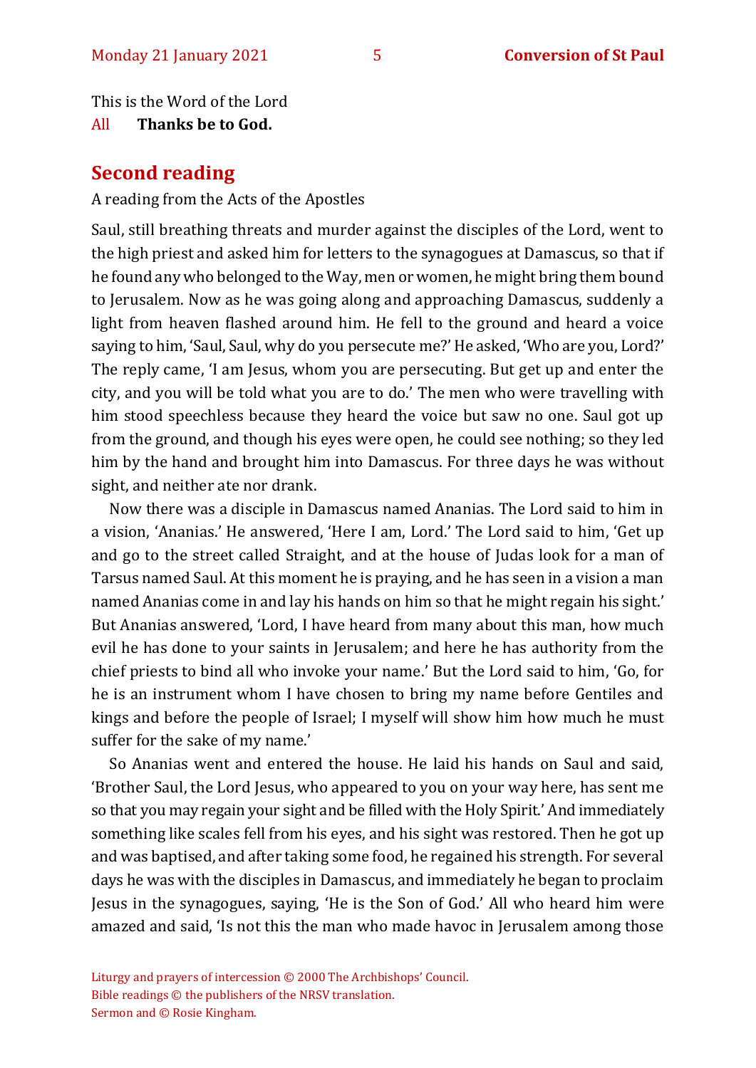This is the Word of the Lord

All **Thanks be to God.**

## Second reading

A reading from the Acts of the Apostles

Saul, still breathing threats and murder against the disciples of the Lord, went to the high priest and asked him for letters to the synagogues at Damascus, so that if he found any who belonged to the Way, men or women, he might bring them bound to Jerusalem. Now as he was going along and approaching Damascus, suddenly a light from heaven flashed around him. He fell to the ground and heard a voice saying to him, 'Saul, Saul, why do you persecute me?' He asked, 'Who are you, Lord?' The reply came, 'I am Jesus, whom you are persecuting. But get up and enter the city, and you will be told what you are to do.' The men who were travelling with him stood speechless because they heard the voice but saw no one. Saul got up from the ground, and though his eyes were open, he could see nothing; so they led him by the hand and brought him into Damascus. For three days he was without sight, and neither ate nor drank.

Now there was a disciple in Damascus named Ananias. The Lord said to him in a vision, 'Ananias.' He answered, 'Here I am, Lord.' The Lord said to him, 'Get up and go to the street called Straight, and at the house of Judas look for a man of Tarsus named Saul. At this moment he is praying, and he has seen in a vision a man named Ananias come in and lay his hands on him so that he might regain his sight.' But Ananias answered, 'Lord, I have heard from many about this man, how much evil he has done to your saints in Jerusalem; and here he has authority from the chief priests to bind all who invoke your name.' But the Lord said to him, 'Go, for he is an instrument whom I have chosen to bring my name before Gentiles and kings and before the people of Israel; I myself will show him how much he must suffer for the sake of my name.'

So Ananias went and entered the house. He laid his hands on Saul and said, 'Brother Saul, the Lord Jesus, who appeared to you on your way here, has sent me so that you may regain your sight and be filled with the Holy Spirit.' And immediately something like scales fell from his eyes, and his sight was restored. Then he got up and was baptised, and after taking some food, he regained his strength. For several days he was with the disciples in Damascus, and immediately he began to proclaim Jesus in the synagogues, saying, 'He is the Son of God.' All who heard him were amazed and said, 'Is not this the man who made havoc in Jerusalem among those

Liturgy and prayers of intercession © 2000 The Archbishops' Council.
Bible readings © the publishers of the NRSV translation.
Sermon and © Rosie Kingham.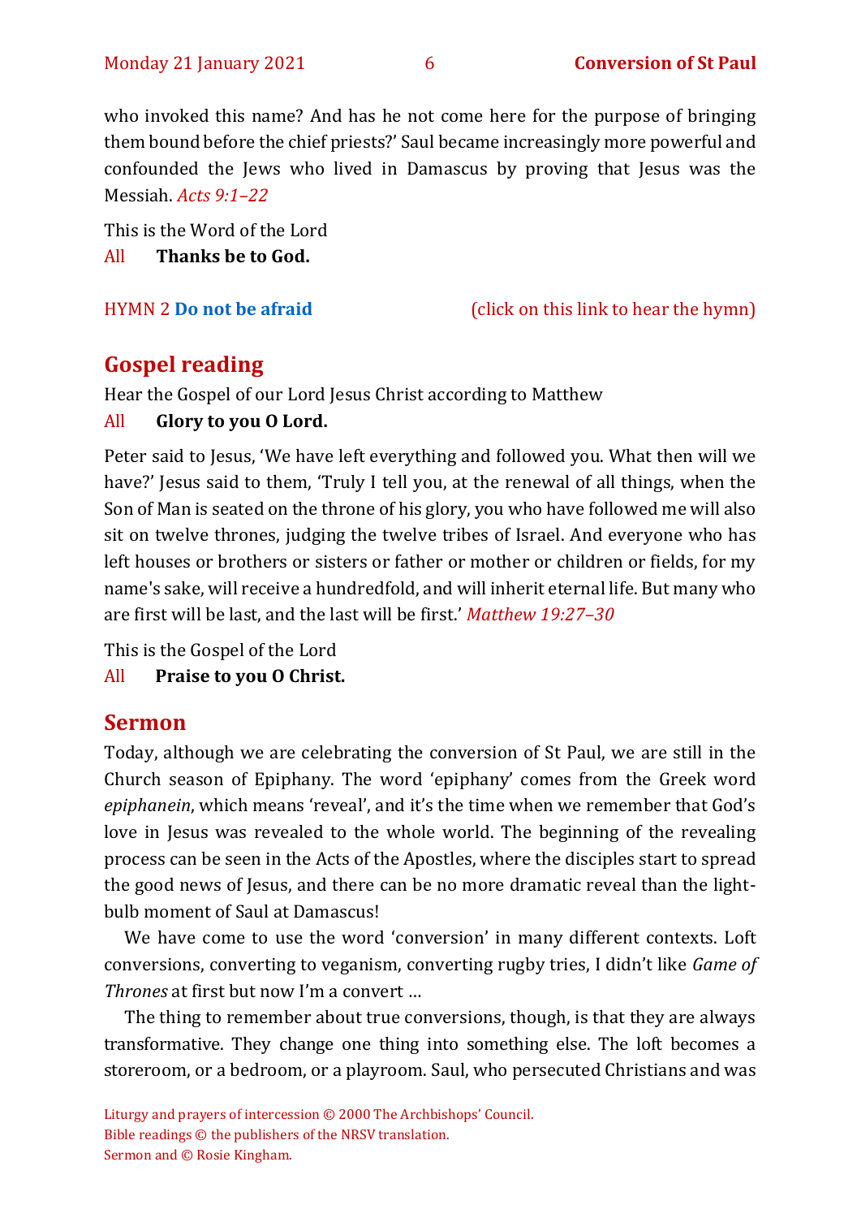who invoked this name? And has he not come here for the purpose of bringing them bound before the chief priests?' Saul became increasingly more powerful and confounded the Jews who lived in Damascus by proving that Jesus was the Messiah. *Acts 9:1–22*

This is the Word of the Lord
All **Thanks be to God.**

HYMN 2 **Do not be afraid** (click on this link to hear the hymn)

## Gospel reading

Hear the Gospel of our Lord Jesus Christ according to Matthew
All **Glory to you O Lord.**

Peter said to Jesus, 'We have left everything and followed you. What then will we have?' Jesus said to them, 'Truly I tell you, at the renewal of all things, when the Son of Man is seated on the throne of his glory, you who have followed me will also sit on twelve thrones, judging the twelve tribes of Israel. And everyone who has left houses or brothers or sisters or father or mother or children or fields, for my name's sake, will receive a hundredfold, and will inherit eternal life. But many who are first will be last, and the last will be first.' *Matthew 19:27–30*

This is the Gospel of the Lord
All **Praise to you O Christ.**

## Sermon

Today, although we are celebrating the conversion of St Paul, we are still in the Church season of Epiphany. The word 'epiphany' comes from the Greek word *epiphanein*, which means 'reveal', and it's the time when we remember that God's love in Jesus was revealed to the whole world. The beginning of the revealing process can be seen in the Acts of the Apostles, where the disciples start to spread the good news of Jesus, and there can be no more dramatic reveal than the light-bulb moment of Saul at Damascus!

We have come to use the word 'conversion' in many different contexts. Loft conversions, converting to veganism, converting rugby tries, I didn't like *Game of Thrones* at first but now I'm a convert …

The thing to remember about true conversions, though, is that they are always transformative. They change one thing into something else. The loft becomes a storeroom, or a bedroom, or a playroom. Saul, who persecuted Christians and was

Liturgy and prayers of intercession © 2000 The Archbishops' Council.
Bible readings © the publishers of the NRSV translation.
Sermon and © Rosie Kingham.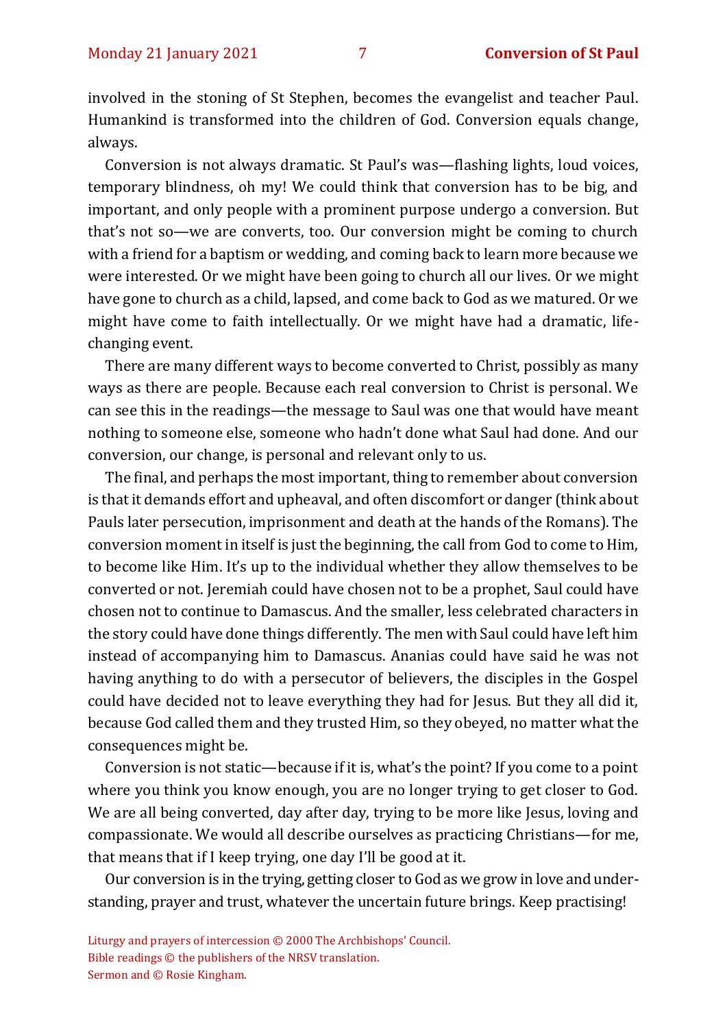involved in the stoning of St Stephen, becomes the evangelist and teacher Paul. Humankind is transformed into the children of God. Conversion equals change, always.

Conversion is not always dramatic. St Paul's was—flashing lights, loud voices, temporary blindness, oh my! We could think that conversion has to be big, and important, and only people with a prominent purpose undergo a conversion. But that's not so—we are converts, too. Our conversion might be coming to church with a friend for a baptism or wedding, and coming back to learn more because we were interested. Or we might have been going to church all our lives. Or we might have gone to church as a child, lapsed, and come back to God as we matured. Or we might have come to faith intellectually. Or we might have had a dramatic, life-changing event.

There are many different ways to become converted to Christ, possibly as many ways as there are people. Because each real conversion to Christ is personal. We can see this in the readings—the message to Saul was one that would have meant nothing to someone else, someone who hadn't done what Saul had done. And our conversion, our change, is personal and relevant only to us.

The final, and perhaps the most important, thing to remember about conversion is that it demands effort and upheaval, and often discomfort or danger (think about Pauls later persecution, imprisonment and death at the hands of the Romans). The conversion moment in itself is just the beginning, the call from God to come to Him, to become like Him. It's up to the individual whether they allow themselves to be converted or not. Jeremiah could have chosen not to be a prophet, Saul could have chosen not to continue to Damascus. And the smaller, less celebrated characters in the story could have done things differently. The men with Saul could have left him instead of accompanying him to Damascus. Ananias could have said he was not having anything to do with a persecutor of believers, the disciples in the Gospel could have decided not to leave everything they had for Jesus. But they all did it, because God called them and they trusted Him, so they obeyed, no matter what the consequences might be.

Conversion is not static—because if it is, what's the point? If you come to a point where you think you know enough, you are no longer trying to get closer to God. We are all being converted, day after day, trying to be more like Jesus, loving and compassionate. We would all describe ourselves as practicing Christians—for me, that means that if I keep trying, one day I'll be good at it.

Our conversion is in the trying, getting closer to God as we grow in love and understanding, prayer and trust, whatever the uncertain future brings. Keep practising!

Liturgy and prayers of intercession © 2000 The Archbishops' Council.
Bible readings © the publishers of the NRSV translation.
Sermon and © Rosie Kingham.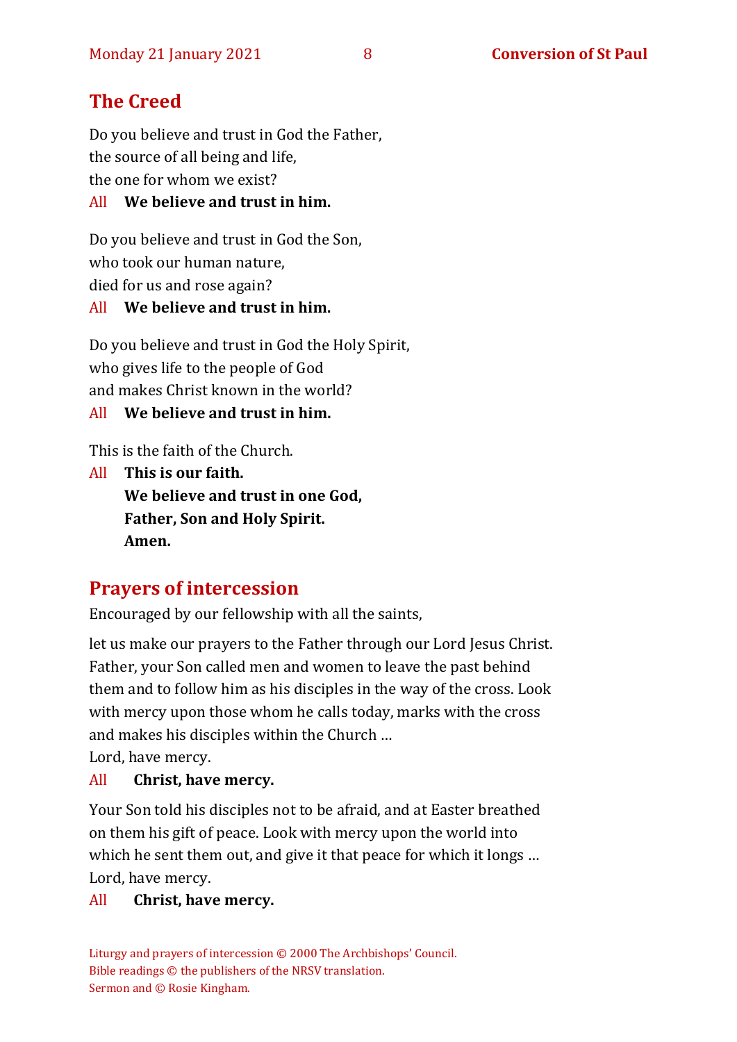## The Creed

Do you believe and trust in God the Father,
the source of all being and life,
the one for whom we exist?

All **We believe and trust in him.**

Do you believe and trust in God the Son,
who took our human nature,
died for us and rose again?

All **We believe and trust in him.**

Do you believe and trust in God the Holy Spirit,
who gives life to the people of God
and makes Christ known in the world?

All **We believe and trust in him.**

This is the faith of the Church.

All **This is our faith.**
**We believe and trust in one God,**
**Father, Son and Holy Spirit.**
**Amen.**

## Prayers of intercession

Encouraged by our fellowship with all the saints,

let us make our prayers to the Father through our Lord Jesus Christ. Father, your Son called men and women to leave the past behind them and to follow him as his disciples in the way of the cross. Look with mercy upon those whom he calls today, marks with the cross and makes his disciples within the Church …
Lord, have mercy.

All **Christ, have mercy.**

Your Son told his disciples not to be afraid, and at Easter breathed on them his gift of peace. Look with mercy upon the world into which he sent them out, and give it that peace for which it longs …
Lord, have mercy.

All **Christ, have mercy.**

Liturgy and prayers of intercession © 2000 The Archbishops' Council.
Bible readings © the publishers of the NRSV translation.
Sermon and © Rosie Kingham.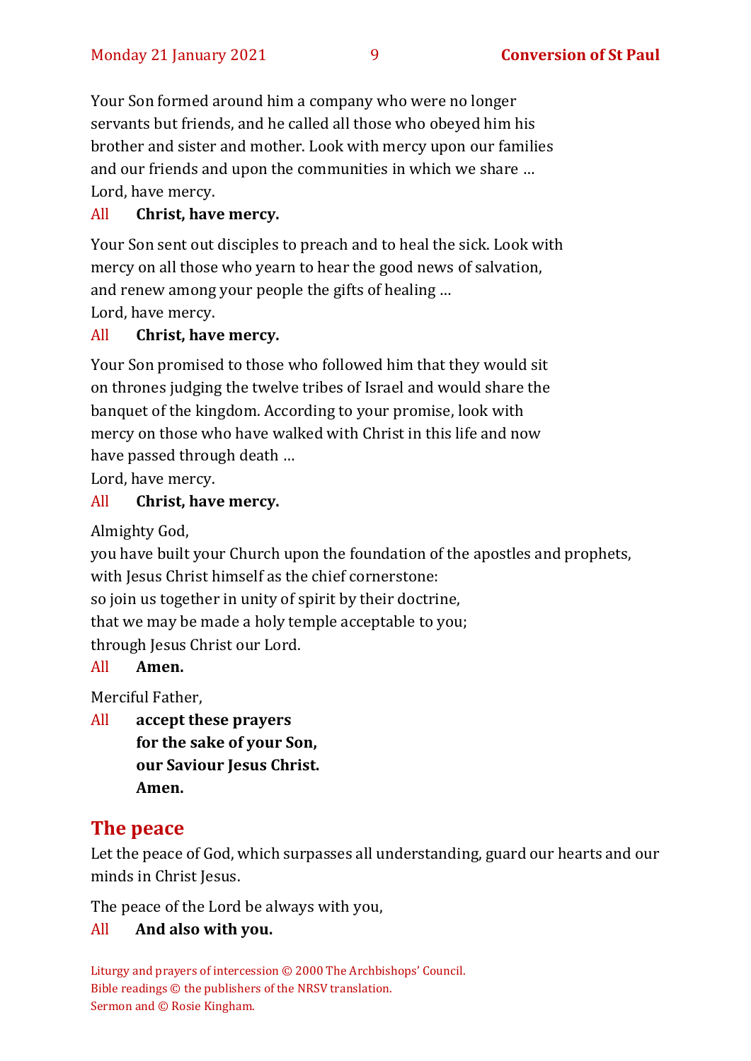Your Son formed around him a company who were no longer servants but friends, and he called all those who obeyed him his brother and sister and mother. Look with mercy upon our families and our friends and upon the communities in which we share …
Lord, have mercy.

All **Christ, have mercy.**

Your Son sent out disciples to preach and to heal the sick. Look with mercy on all those who yearn to hear the good news of salvation, and renew among your people the gifts of healing …
Lord, have mercy.

All **Christ, have mercy.**

Your Son promised to those who followed him that they would sit on thrones judging the twelve tribes of Israel and would share the banquet of the kingdom. According to your promise, look with mercy on those who have walked with Christ in this life and now have passed through death …
Lord, have mercy.

All **Christ, have mercy.**

Almighty God,
you have built your Church upon the foundation of the apostles and prophets,
with Jesus Christ himself as the chief cornerstone:
so join us together in unity of spirit by their doctrine,
that we may be made a holy temple acceptable to you;
through Jesus Christ our Lord.

All **Amen.**

Merciful Father,

All **accept these prayers**
**for the sake of your Son,**
**our Saviour Jesus Christ.**
**Amen.**

## The peace

Let the peace of God, which surpasses all understanding, guard our hearts and our minds in Christ Jesus.

The peace of the Lord be always with you,

All **And also with you.**

Liturgy and prayers of intercession © 2000 The Archbishops' Council.
Bible readings © the publishers of the NRSV translation.
Sermon and © Rosie Kingham.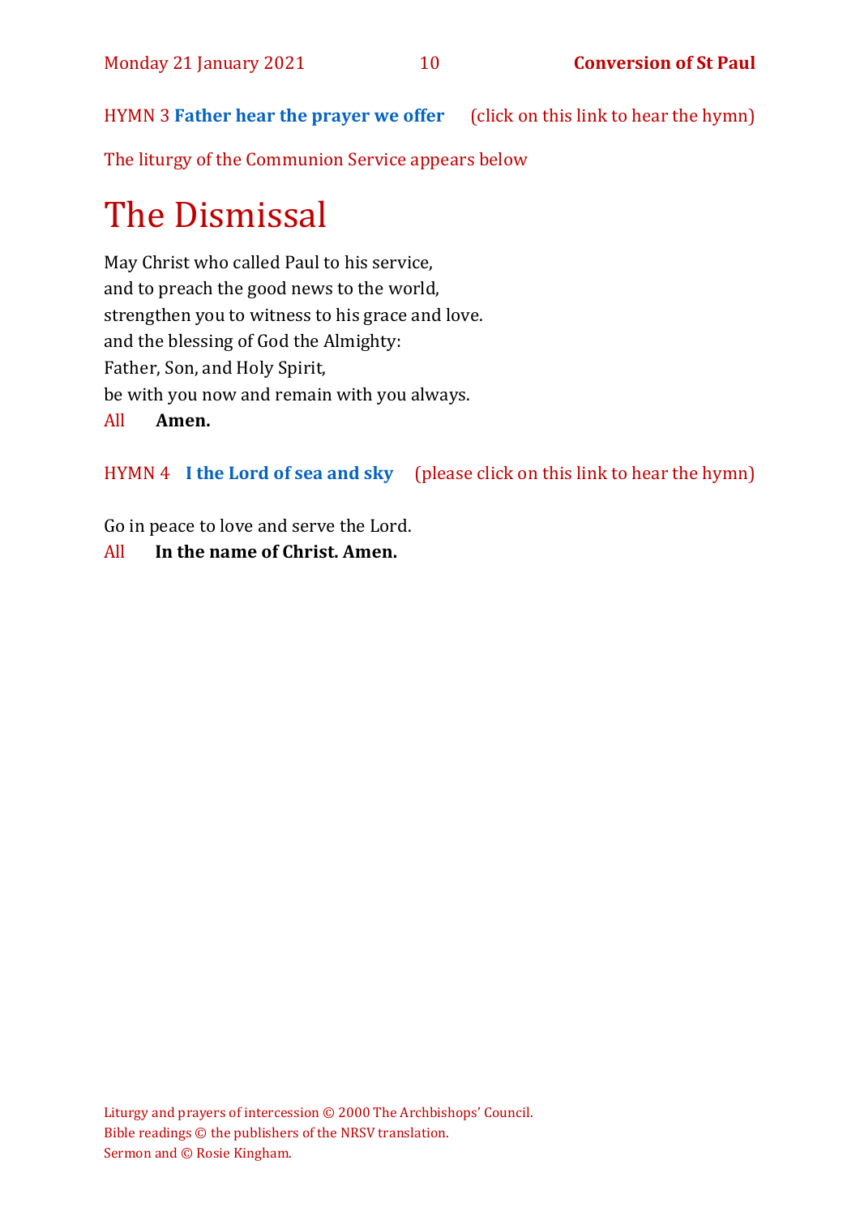HYMN 3 **Father hear the prayer we offer** (click on this link to hear the hymn)

The liturgy of the Communion Service appears below

# The Dismissal

May Christ who called Paul to his service,
and to preach the good news to the world,
strengthen you to witness to his grace and love.
and the blessing of God the Almighty:
Father, Son, and Holy Spirit,
be with you now and remain with you always.

All **Amen.**

HYMN 4 **I the Lord of sea and sky** (please click on this link to hear the hymn)

Go in peace to love and serve the Lord.

All **In the name of Christ. Amen.**

Liturgy and prayers of intercession © 2000 The Archbishops' Council.
Bible readings © the publishers of the NRSV translation.
Sermon and © Rosie Kingham.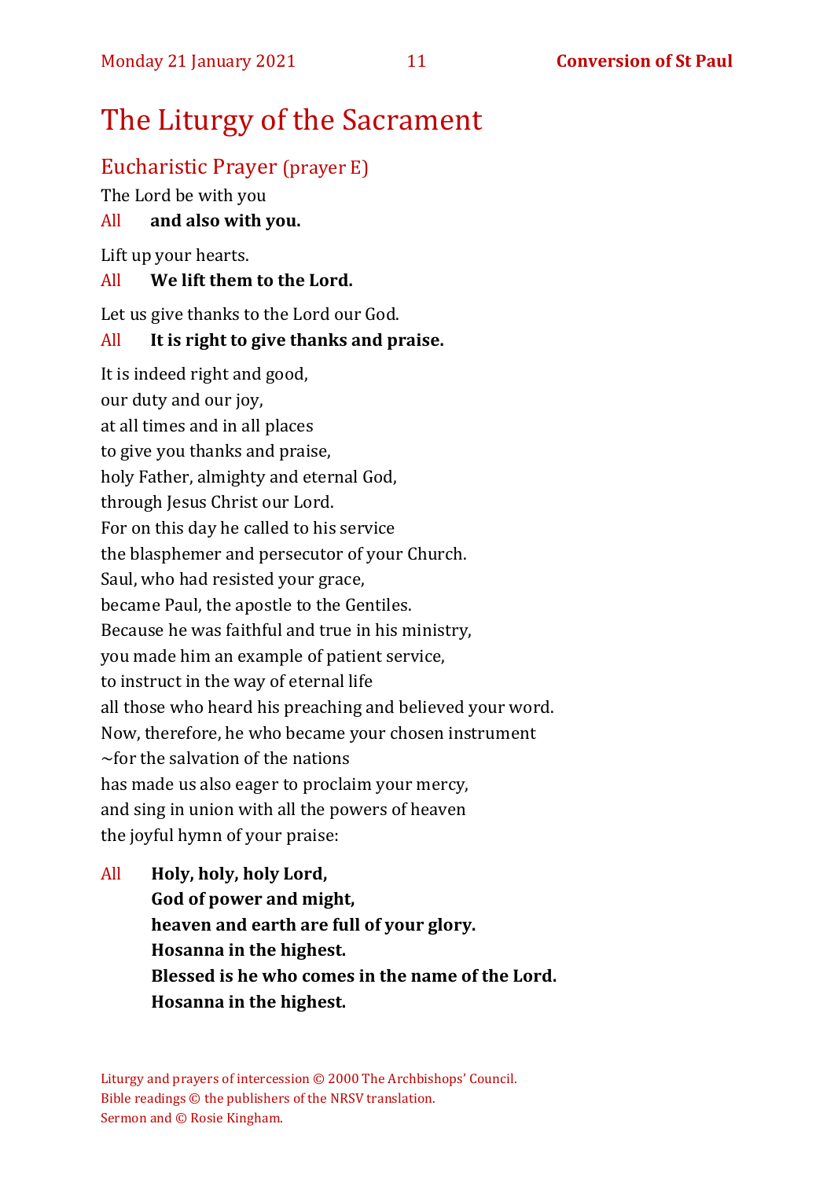# The Liturgy of the Sacrament

## Eucharistic Prayer (prayer E)

The Lord be with you

All **and also with you.**

Lift up your hearts.

All **We lift them to the Lord.**

Let us give thanks to the Lord our God.

All **It is right to give thanks and praise.**

It is indeed right and good,
our duty and our joy,
at all times and in all places
to give you thanks and praise,
holy Father, almighty and eternal God,
through Jesus Christ our Lord.
For on this day he called to his service
the blasphemer and persecutor of your Church.
Saul, who had resisted your grace,
became Paul, the apostle to the Gentiles.
Because he was faithful and true in his ministry,
you made him an example of patient service,
to instruct in the way of eternal life
all those who heard his preaching and believed your word.
Now, therefore, he who became your chosen instrument
~for the salvation of the nations
has made us also eager to proclaim your mercy,
and sing in union with all the powers of heaven
the joyful hymn of your praise:

All **Holy, holy, holy Lord,**
**God of power and might,**
**heaven and earth are full of your glory.**
**Hosanna in the highest.**
**Blessed is he who comes in the name of the Lord.**
**Hosanna in the highest.**

Liturgy and prayers of intercession © 2000 The Archbishops' Council.
Bible readings © the publishers of the NRSV translation.
Sermon and © Rosie Kingham.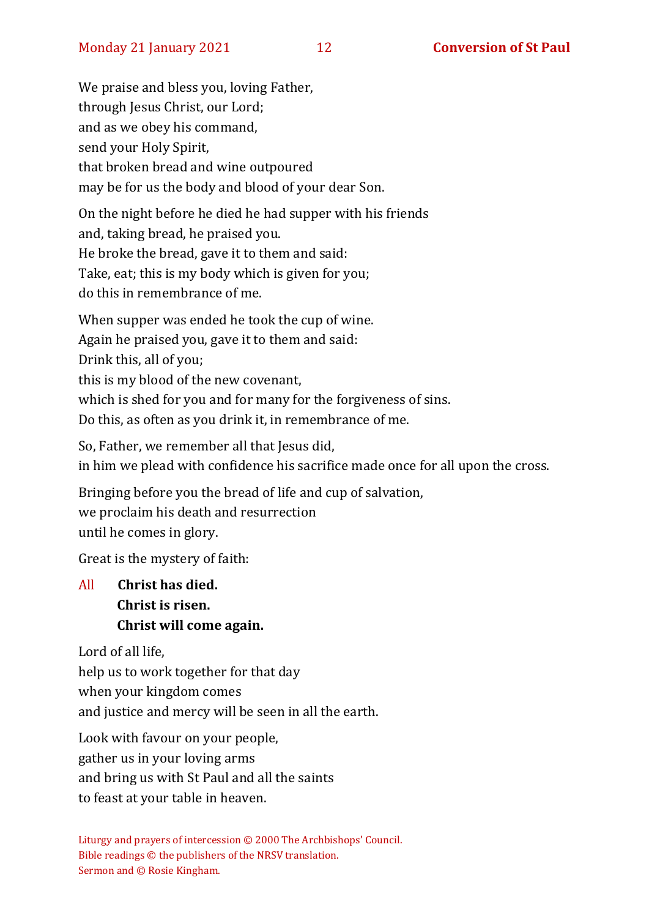We praise and bless you, loving Father,
through Jesus Christ, our Lord;
and as we obey his command,
send your Holy Spirit,
that broken bread and wine outpoured
may be for us the body and blood of your dear Son.

On the night before he died he had supper with his friends
and, taking bread, he praised you.
He broke the bread, gave it to them and said:
Take, eat; this is my body which is given for you;
do this in remembrance of me.

When supper was ended he took the cup of wine.
Again he praised you, gave it to them and said:
Drink this, all of you;
this is my blood of the new covenant,
which is shed for you and for many for the forgiveness of sins.
Do this, as often as you drink it, in remembrance of me.

So, Father, we remember all that Jesus did,
in him we plead with confidence his sacrifice made once for all upon the cross.

Bringing before you the bread of life and cup of salvation,
we proclaim his death and resurrection
until he comes in glory.

Great is the mystery of faith:

All **Christ has died.**
**Christ is risen.**
**Christ will come again.**

Lord of all life,
help us to work together for that day
when your kingdom comes
and justice and mercy will be seen in all the earth.

Look with favour on your people,
gather us in your loving arms
and bring us with St Paul and all the saints
to feast at your table in heaven.

Liturgy and prayers of intercession © 2000 The Archbishops' Council.
Bible readings © the publishers of the NRSV translation.
Sermon and © Rosie Kingham.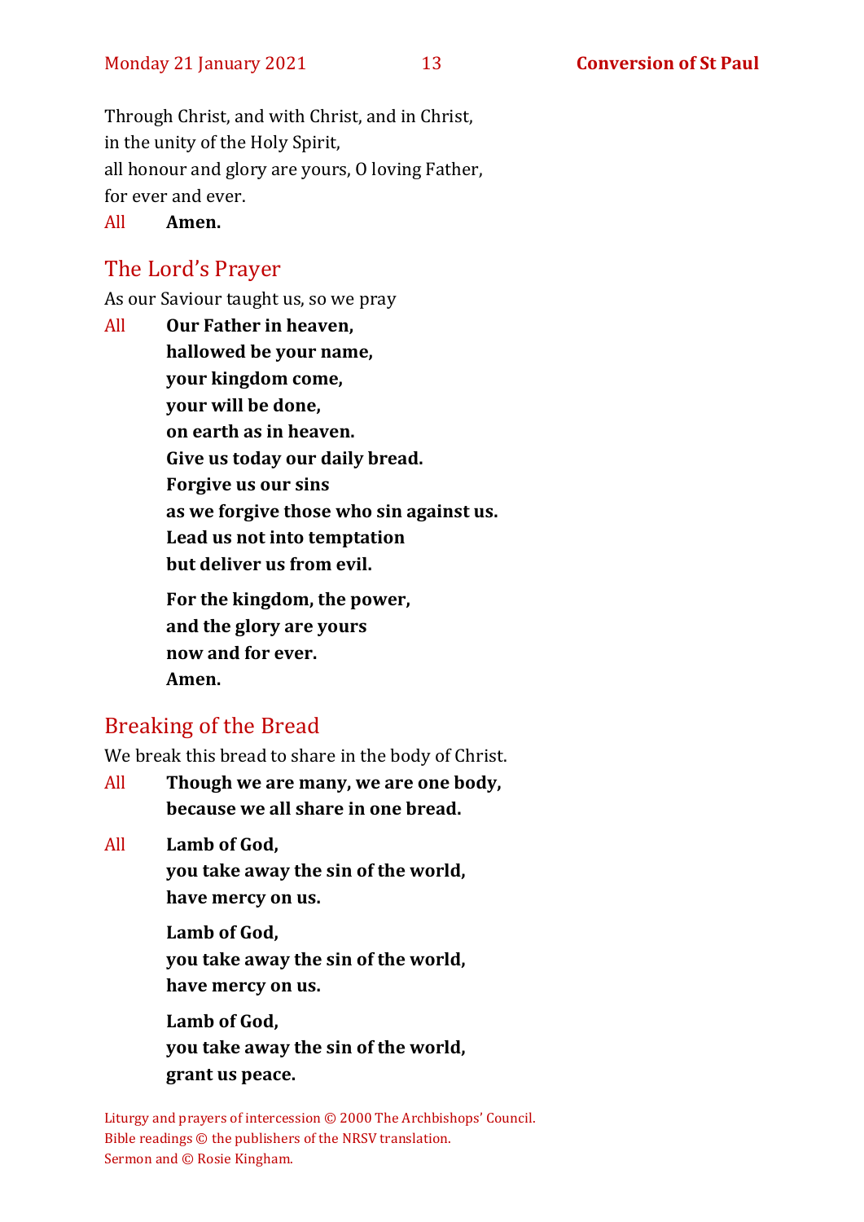Through Christ, and with Christ, and in Christ,
in the unity of the Holy Spirit,
all honour and glory are yours, O loving Father,
for ever and ever.

All **Amen.**

## The Lord's Prayer

As our Saviour taught us, so we pray

All **Our Father in heaven,**
**hallowed be your name,**
**your kingdom come,**
**your will be done,**
**on earth as in heaven.**
**Give us today our daily bread.**
**Forgive us our sins**
**as we forgive those who sin against us.**
**Lead us not into temptation**
**but deliver us from evil.**

**For the kingdom, the power,**
**and the glory are yours**
**now and for ever.**
**Amen.**

## Breaking of the Bread

We break this bread to share in the body of Christ.

All **Though we are many, we are one body,**
**because we all share in one bread.**

All **Lamb of God,**
**you take away the sin of the world,**
**have mercy on us.**

**Lamb of God,**
**you take away the sin of the world,**
**have mercy on us.**

**Lamb of God,**
**you take away the sin of the world,**
**grant us peace.**

Liturgy and prayers of intercession © 2000 The Archbishops' Council.
Bible readings © the publishers of the NRSV translation.
Sermon and © Rosie Kingham.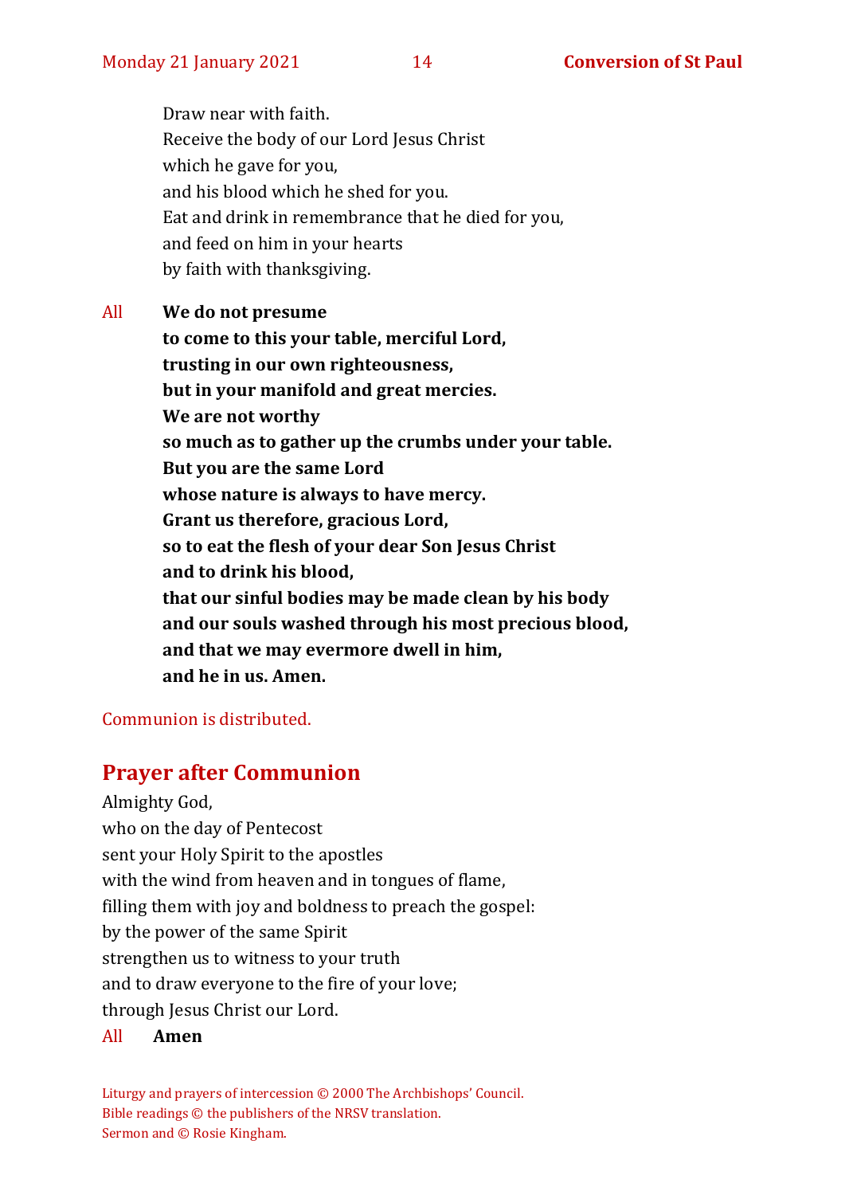Draw near with faith.
Receive the body of our Lord Jesus Christ
which he gave for you,
and his blood which he shed for you.
Eat and drink in remembrance that he died for you,
and feed on him in your hearts
by faith with thanksgiving.

All **We do not presume**
**to come to this your table, merciful Lord,**
**trusting in our own righteousness,**
**but in your manifold and great mercies.**
**We are not worthy**
**so much as to gather up the crumbs under your table.**
**But you are the same Lord**
**whose nature is always to have mercy.**
**Grant us therefore, gracious Lord,**
**so to eat the flesh of your dear Son Jesus Christ**
**and to drink his blood,**
**that our sinful bodies may be made clean by his body**
**and our souls washed through his most precious blood,**
**and that we may evermore dwell in him,**
**and he in us. Amen.**

Communion is distributed.

## Prayer after Communion

Almighty God,
who on the day of Pentecost
sent your Holy Spirit to the apostles
with the wind from heaven and in tongues of flame,
filling them with joy and boldness to preach the gospel:
by the power of the same Spirit
strengthen us to witness to your truth
and to draw everyone to the fire of your love;
through Jesus Christ our Lord.

All **Amen**

Liturgy and prayers of intercession © 2000 The Archbishops' Council.
Bible readings © the publishers of the NRSV translation.
Sermon and © Rosie Kingham.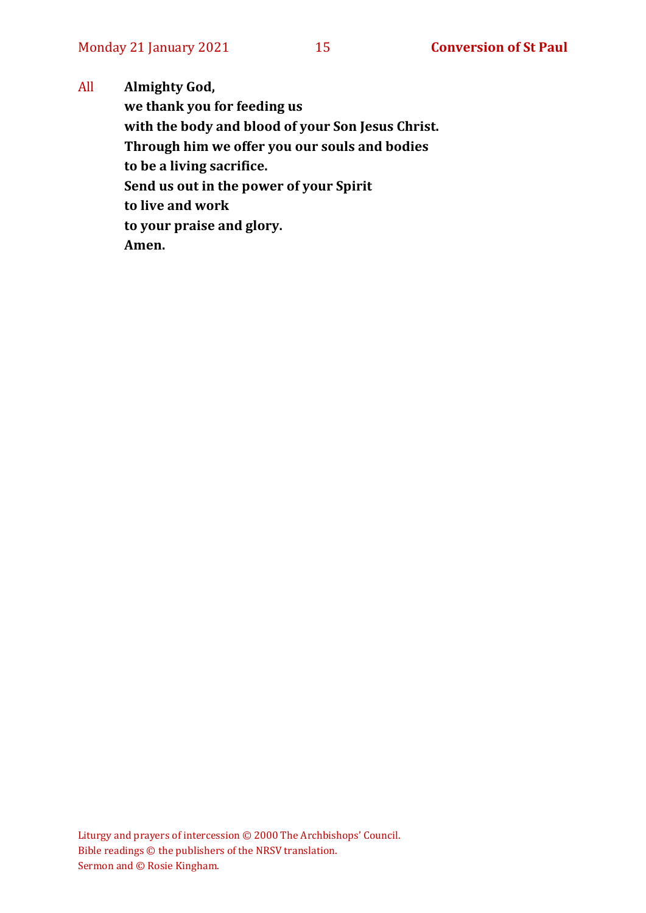All **Almighty God,**
**we thank you for feeding us**
**with the body and blood of your Son Jesus Christ.**
**Through him we offer you our souls and bodies**
**to be a living sacrifice.**
**Send us out in the power of your Spirit**
**to live and work**
**to your praise and glory.**
**Amen.**

Liturgy and prayers of intercession © 2000 The Archbishops' Council.
Bible readings © the publishers of the NRSV translation.
Sermon and © Rosie Kingham.